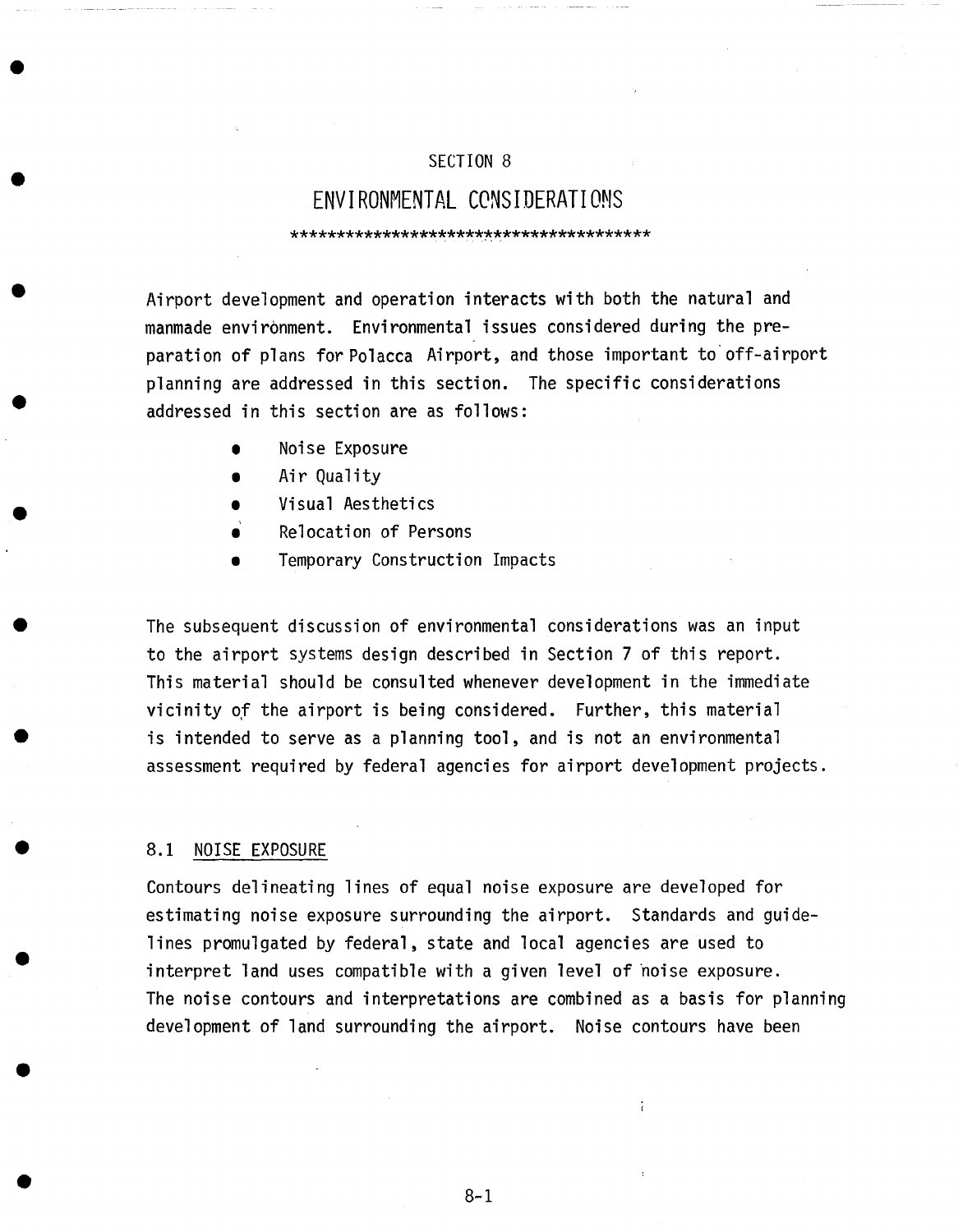# SECTION 8

# ENVIRONMENTAL CONSIDERATIONS

***************************************

Airport development and operation interacts with both the natural and manmade environment. Environmental issues considered during the preparation of plans for Polacca Airport, and those important to off-airport planning are addressed in this section. The specific considerations addressed in this section are as follows:

- Noise Exposure
- Air Quality
- Visual Aesthetics
- Relocation of Persons
- Temporary Construction Impacts

The subsequent discussion of environmental considerations was an input to the airport systems design described in Section 7 of this report. This material should be consulted whenever development in the immediate vicinity of the airport is being considered. Further, this material is intended to serve as a planning tool, and is not an environmental assessment required by federal agencies for airport development projects.

## 8.1 NOISE EXPOSURE

Contours delineating lines of equal noise exposure are developed for estimating noise exposure surrounding the airport. Standards and guidelines promulgated by federal, state and local agencies are used to interpret land uses compatible with a given level of noise exposure. The noise contours and interpretations are combined as a basis for planning development of land surrounding the airport. Noise contours have been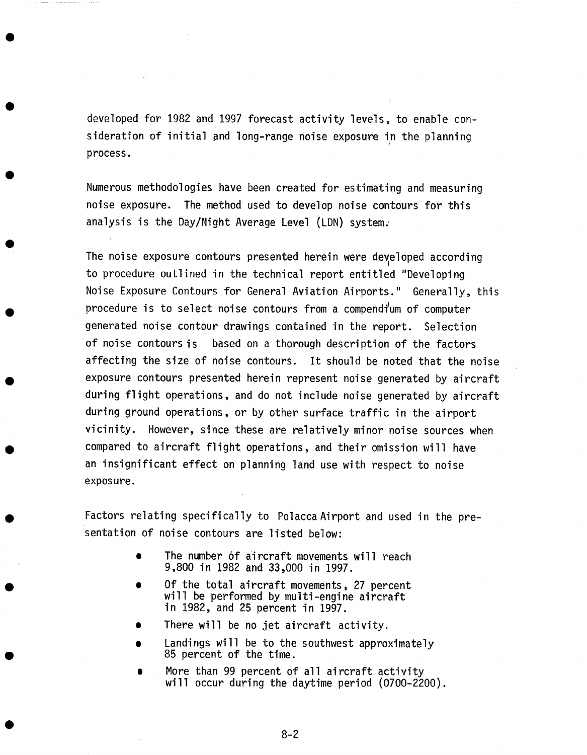developed for 1982 and 1997 forecast activity levels, to enable consideration of initial and long-range noise exposure in the planning process.

Numerous methodologies have been created for estimating and measuring noise exposure. The method used to develop noise contours for this analysis is the Day/Night Average Level (LDN) system.

The noise exposure contours presented herein were developed according to procedure outlined in the technical report entitled "Developing Noise Exposure Contours for General Aviation Airports." Generally, this procedure is to select noise contours from a compendium of computer generated noise contour drawings contained in the report. Selection of noise contours is based on a thorough description of the factors affecting the size of noise contours. It should be noted that the noise exposure contours presented herein represent noise generated by aircraft during flight operations, and do not include noise generated by aircraft during ground operations, or by other surface traffic in the airport vicinity. However, since these are relatively minor noise sources when compared to aircraft flight operations, and their omission will have an insignificant effect on planning land use with respect to noise exposure.

Factors relating specifically to Polacca Airport and used in the presentation of noise contours are listed below:

- The number of aircraft movements will reach 9,800 in 1982 and 33,000 in 1997.
- Of the total aircraft movements, 27 percent will be performed by multi-engine aircraft in 1982, and 25 percent in 1997.
- There will be no jet aircraft activity.
- Landings will be to the southwest approximately 85 percent of the time.
- More than 99 percent of all aircraft activity will occur during the daytime period (0700-2200).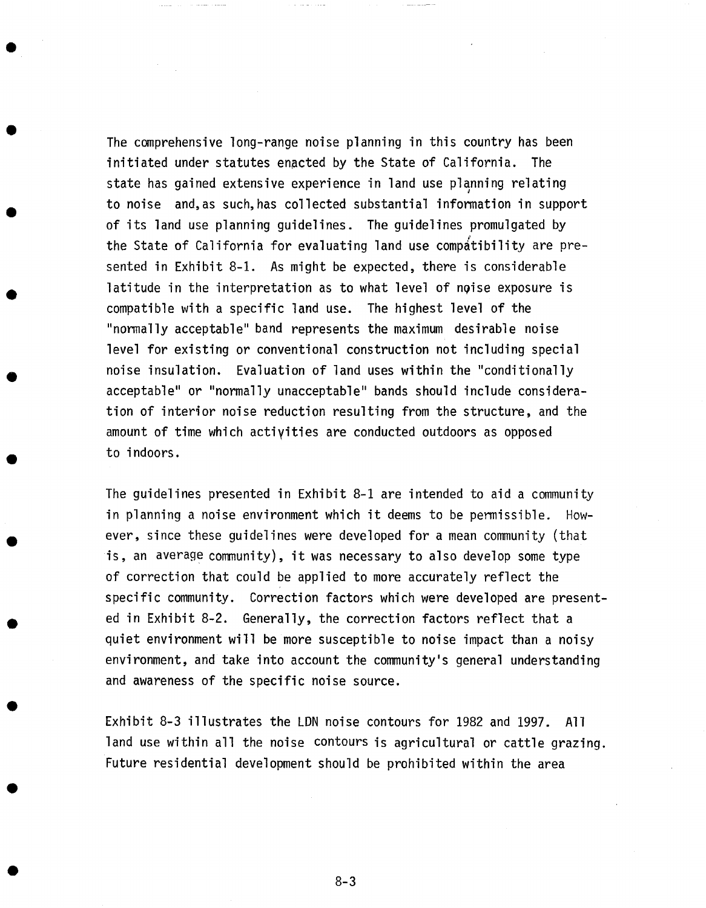The comprehensive long-range noise planning in this country has been initiated under statutes enacted by the State of California. The state has gained extensive experience in land use planning relating to noise and, as such, has collected substantial information in support of its land use planning guidelines. The guidelines promulgated by the State of California for evaluating land use compatibility are presented in Exhibit 8-1. As might be expected, there is considerable latitude in the interpretation as to what level of noise exposure is compatible with a specific land use. The highest level of the "normally acceptable" band represents the maximum desirable noise level for existing or conventional construction not including special noise insulation. Evaluation of land uses within the "conditionally acceptable" or "normally unacceptable" bands should include consideration of interior noise reduction resulting from the structure, and the amount of time which activities are conducted outdoors as opposed to indoors.

The guidelines presented in Exhibit 8-1 are intended to aid a community in planning a noise environment which it deems to be permissible. However, since these guidelines were developed for a mean community (that is, an average community), it was necessary to also develop some type of correction that could be applied to more accurately reflect the specific community. Correction factors which were developed are presented in Exhibit 8-2. Generally, the correction factors reflect that a quiet environment will be more susceptible to noise impact than a noisy environment, and take into account the community's general understanding and awareness of the specific noise source.

Exhibit 8-3 illustrates the LDN noise contours for 1982 and 1997. All land use within all the noise contours is agricultural or cattle grazing. Future residential development should be prohibited within the area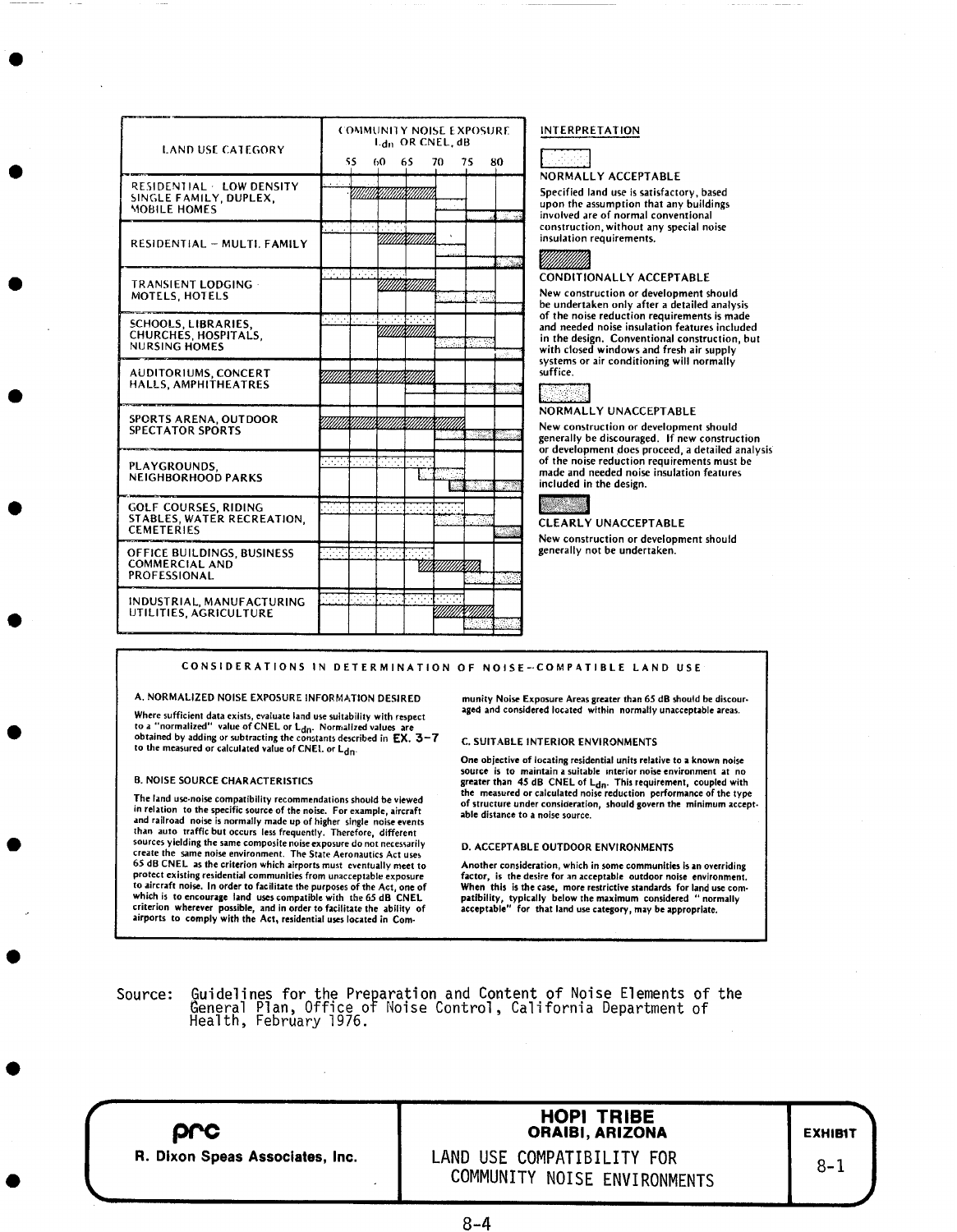| LAND USE CATEGORY | COMMUNITY NOISE EXPOSURE $L_{dn}$ OR CNEL, dB 55 60 65 70 75 80 |
|---|---|
| RESIDENTIAL - LOW DENSITY SINGLE FAMILY, DUPLEX, MOBILE HOMES | |
| RESIDENTIAL - MULTI. FAMILY | |
| TRANSIENT LODGING - MOTELS, HOTELS | |
| SCHOOLS, LIBRARIES, CHURCHES, HOSPITALS, NURSING HOMES | |
| AUDITORIUMS, CONCERT HALLS, AMPHITHEATRES | |
| SPORTS ARENA, OUTDOOR SPECTATOR SPORTS | |
| PLAYGROUNDS, NEIGHBORHOOD PARKS | |
| GOLF COURSES, RIDING STABLES, WATER RECREATION, CEMETERIES | |
| OFFICE BUILDINGS, BUSINESS COMMERCIAL AND PROFESSIONAL | |
| INDUSTRIAL, MANUFACTURING UTILITIES, AGRICULTURE | |

**INTERPRETATION**

**NORMALLY ACCEPTABLE**

Specified land use is satisfactory, based upon the assumption that any buildings involved are of normal conventional construction, without any special noise insulation requirements.

**CONDITIONALLY ACCEPTABLE**

New construction or development should be undertaken only after a detailed analysis of the noise reduction requirements is made and needed noise insulation features included in the design. Conventional construction, but with closed windows and fresh air supply systems or air conditioning will normally suffice.

**NORMALLY UNACCEPTABLE**

New construction or development should generally be discouraged. If new construction or development does proceed, a detailed analysis of the noise reduction requirements must be made and needed noise insulation features included in the design.

**CLEARLY UNACCEPTABLE**

New construction or development should generally not be undertaken.

## CONSIDERATIONS IN DETERMINATION OF NOISE-COMPATIBLE LAND USE

**A. NORMALIZED NOISE EXPOSURE INFORMATION DESIRED**

Where sufficient data exists, evaluate land use suitability with respect to a "normalized" value of CNEL or $L_{dn}$. Normalized values are obtained by adding or subtracting the constants described in EX. 3-7 to the measured or calculated value of CNEL or $L_{dn}$.

**B. NOISE SOURCE CHARACTERISTICS**

The land use-noise compatibility recommendations should be viewed in relation to the specific source of the noise. For example, aircraft and railroad noise is normally made up of higher single noise events than auto traffic but occurs less frequently. Therefore, different sources yielding the same composite noise exposure do not necessarily create the same noise environment. The State Aeronautics Act uses 65 dB CNEL as the criterion which airports must eventually meet to protect existing residential communities from unacceptable exposure to aircraft noise. In order to facilitate the purposes of the Act, one of which is to encourage land uses compatible with the 65 dB CNEL criterion wherever possible, and in order to facilitate the ability of airports to comply with the Act, residential uses located in Community Noise Exposure Areas greater than 65 dB should be discouraged and considered located within normally unacceptable areas.

**C. SUITABLE INTERIOR ENVIRONMENTS**

One objective of locating residential units relative to a known noise source is to maintain a suitable interior noise environment at no greater than 45 dB CNEL or $L_{dn}$. This requirement, coupled with the measured or calculated noise reduction performance of the type of structure under consideration, should govern the minimum acceptable distance to a noise source.

**D. ACCEPTABLE OUTDOOR ENVIRONMENTS**

Another consideration, which in some communities is an overriding factor, is the desire for an acceptable outdoor noise environment. When this is the case, more restrictive standards for land use compatibility, typically below the maximum considered "normally acceptable" for that land use category, may be appropriate.

Source: Guidelines for the Preparation and Content of Noise Elements of the General Plan, Office of Noise Control, California Department of Health, February 1976.

prc
R. Dixon Speas Associates, Inc.

**HOPI TRIBE**
**ORAIBI, ARIZONA**

LAND USE COMPATIBILITY FOR COMMUNITY NOISE ENVIRONMENTS

EXHIBIT 8-1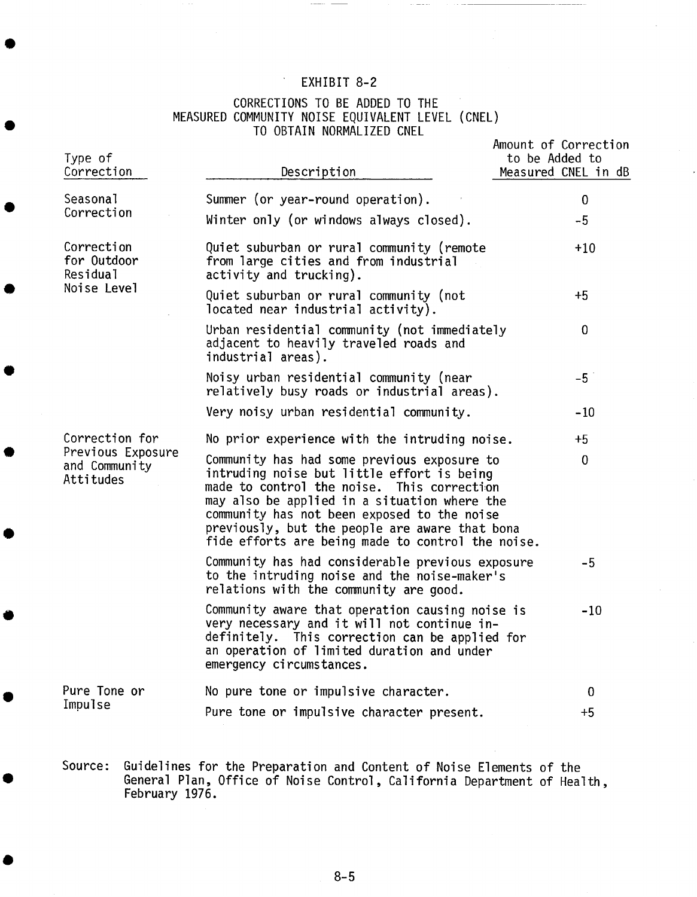## EXHIBIT 8-2

### CORRECTIONS TO BE ADDED TO THE MEASURED COMMUNITY NOISE EQUIVALENT LEVEL (CNEL) TO OBTAIN NORMALIZED CNEL

| Type of Correction | Description | Amount of Correction to be Added to Measured CNEL in dB |
|---|---|---|
| Seasonal Correction | Summer (or year-round operation). | 0 |
| | Winter only (or windows always closed). | -5 |
| Correction for Outdoor Residual Noise Level | Quiet suburban or rural community (remote from large cities and from industrial activity and trucking). | +10 |
| | Quiet suburban or rural community (not located near industrial activity). | +5 |
| | Urban residential community (not immediately adjacent to heavily traveled roads and industrial areas). | 0 |
| | Noisy urban residential community (near relatively busy roads or industrial areas). | -5 |
| | Very noisy urban residential community. | -10 |
| Correction for Previous Exposure and Community Attitudes | No prior experience with the intruding noise. | +5 |
| | Community has had some previous exposure to intruding noise but little effort is being made to control the noise. This correction may also be applied in a situation where the community has not been exposed to the noise previously, but the people are aware that bona fide efforts are being made to control the noise. | 0 |
| | Community has had considerable previous exposure to the intruding noise and the noise-maker's relations with the community are good. | -5 |
| | Community aware that operation causing noise is very necessary and it will not continue indefinitely. This correction can be applied for an operation of limited duration and under emergency circumstances. | -10 |
| Pure Tone or Impulse | No pure tone or impulsive character. | 0 |
| | Pure tone or impulsive character present. | +5 |

Source: Guidelines for the Preparation and Content of Noise Elements of the General Plan, Office of Noise Control, California Department of Health, February 1976.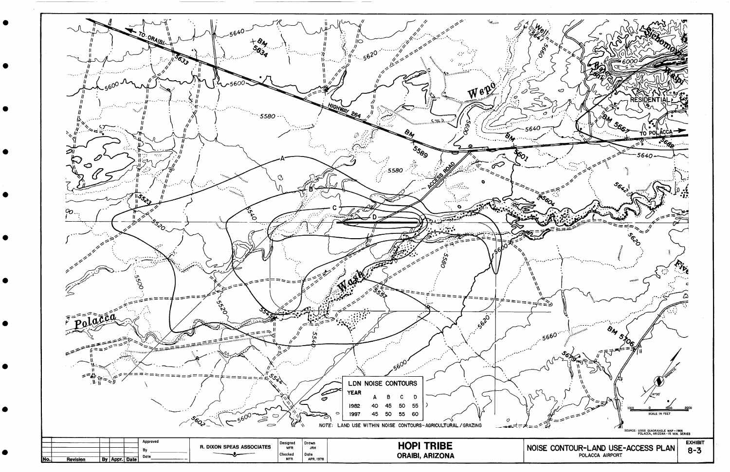## LDN NOISE CONTOURS

| YEAR | A | B | C | D |
|---|---|---|---|---|
| 1982 | 40 | 45 | 50 | 55 |
| 1997 | 45 | 50 | 55 | 60 |

NOTE: LAND USE WITHIN NOISE CONTOURS - AGRICULTURAL / GRAZING

SOURCE: USGS QUADRANGLE MAP - 1966 POLACCA, ARIZONA - 15 MIN. SERIES

SCALE IN FEET

| No. | Revision | By | Appr. | Date |
|---|---|---|---|---|

Approved By ________ Date ________

R. DIXON SPEAS ASSOCIATES

Designed MFR | Drawn JRH | Checked MFR | Date APR. 1978

# HOPI TRIBE

ORAIBI, ARIZONA

## NOISE CONTOUR-LAND USE-ACCESS PLAN

POLACCA AIRPORT

EXHIBIT 8-3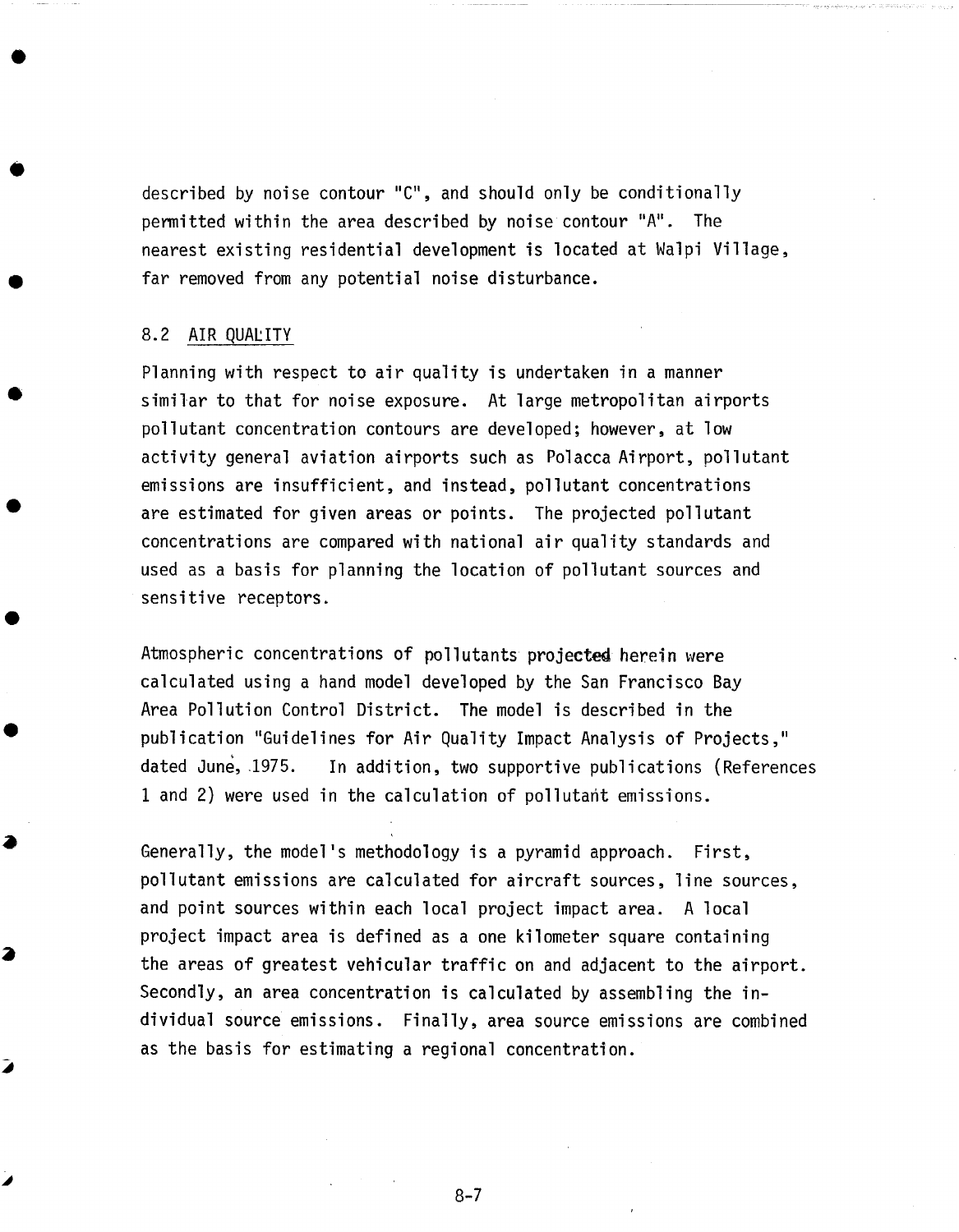described by noise contour "C", and should only be conditionally permitted within the area described by noise contour "A". The nearest existing residential development is located at Walpi Village, far removed from any potential noise disturbance.

## 8.2 AIR QUALITY

Planning with respect to air quality is undertaken in a manner similar to that for noise exposure. At large metropolitan airports pollutant concentration contours are developed; however, at low activity general aviation airports such as Polacca Airport, pollutant emissions are insufficient, and instead, pollutant concentrations are estimated for given areas or points. The projected pollutant concentrations are compared with national air quality standards and used as a basis for planning the location of pollutant sources and sensitive receptors.

Atmospheric concentrations of pollutants projected herein were calculated using a hand model developed by the San Francisco Bay Area Pollution Control District. The model is described in the publication "Guidelines for Air Quality Impact Analysis of Projects," dated June, 1975. In addition, two supportive publications (References 1 and 2) were used in the calculation of pollutant emissions.

Generally, the model's methodology is a pyramid approach. First, pollutant emissions are calculated for aircraft sources, line sources, and point sources within each local project impact area. A local project impact area is defined as a one kilometer square containing the areas of greatest vehicular traffic on and adjacent to the airport. Secondly, an area concentration is calculated by assembling the individual source emissions. Finally, area source emissions are combined as the basis for estimating a regional concentration.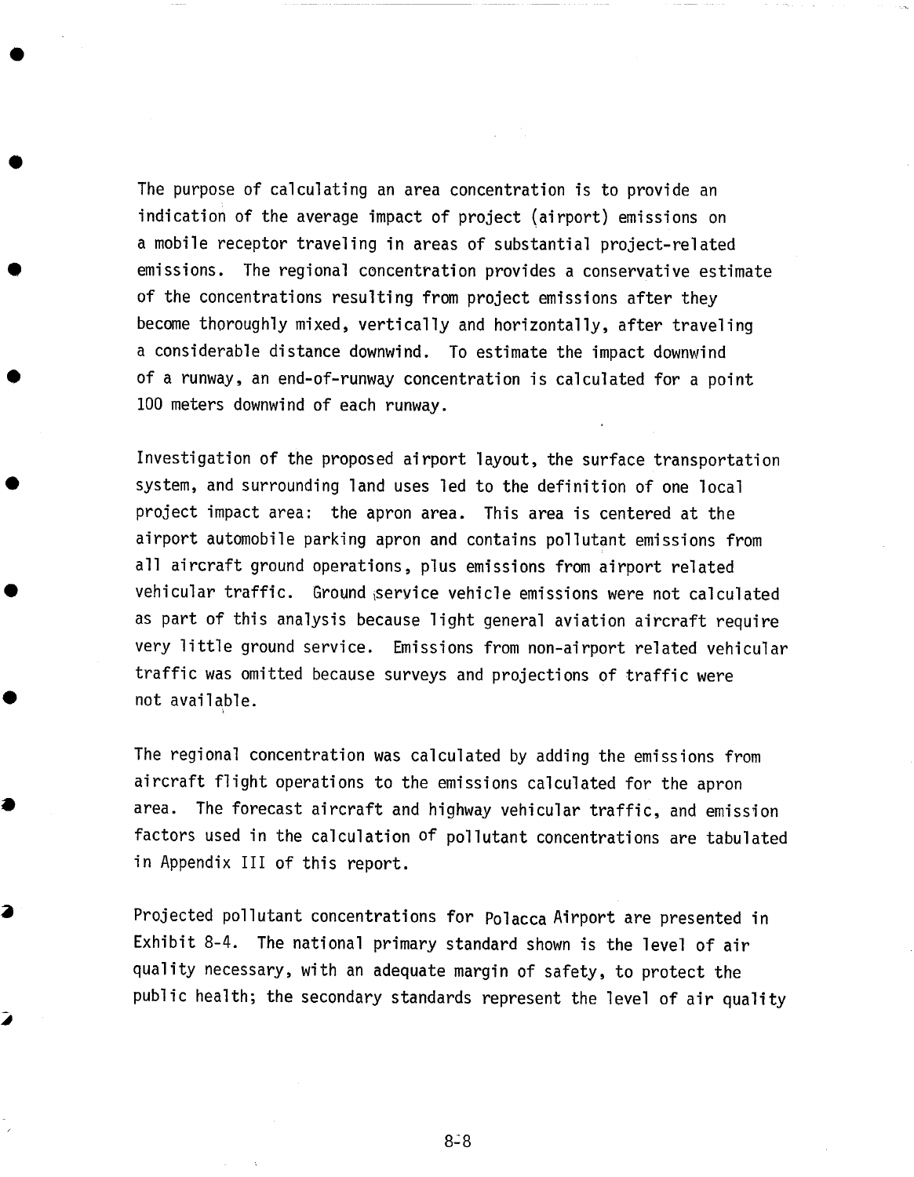The purpose of calculating an area concentration is to provide an indication of the average impact of project (airport) emissions on a mobile receptor traveling in areas of substantial project-related emissions. The regional concentration provides a conservative estimate of the concentrations resulting from project emissions after they become thoroughly mixed, vertically and horizontally, after traveling a considerable distance downwind. To estimate the impact downwind of a runway, an end-of-runway concentration is calculated for a point 100 meters downwind of each runway.

Investigation of the proposed airport layout, the surface transportation system, and surrounding land uses led to the definition of one local project impact area: the apron area. This area is centered at the airport automobile parking apron and contains pollutant emissions from all aircraft ground operations, plus emissions from airport related vehicular traffic. Ground service vehicle emissions were not calculated as part of this analysis because light general aviation aircraft require very little ground service. Emissions from non-airport related vehicular traffic was omitted because surveys and projections of traffic were not available.

The regional concentration was calculated by adding the emissions from aircraft flight operations to the emissions calculated for the apron area. The forecast aircraft and highway vehicular traffic, and emission factors used in the calculation of pollutant concentrations are tabulated in Appendix III of this report.

Projected pollutant concentrations for Polacca Airport are presented in Exhibit 8-4. The national primary standard shown is the level of air quality necessary, with an adequate margin of safety, to protect the public health; the secondary standards represent the level of air quality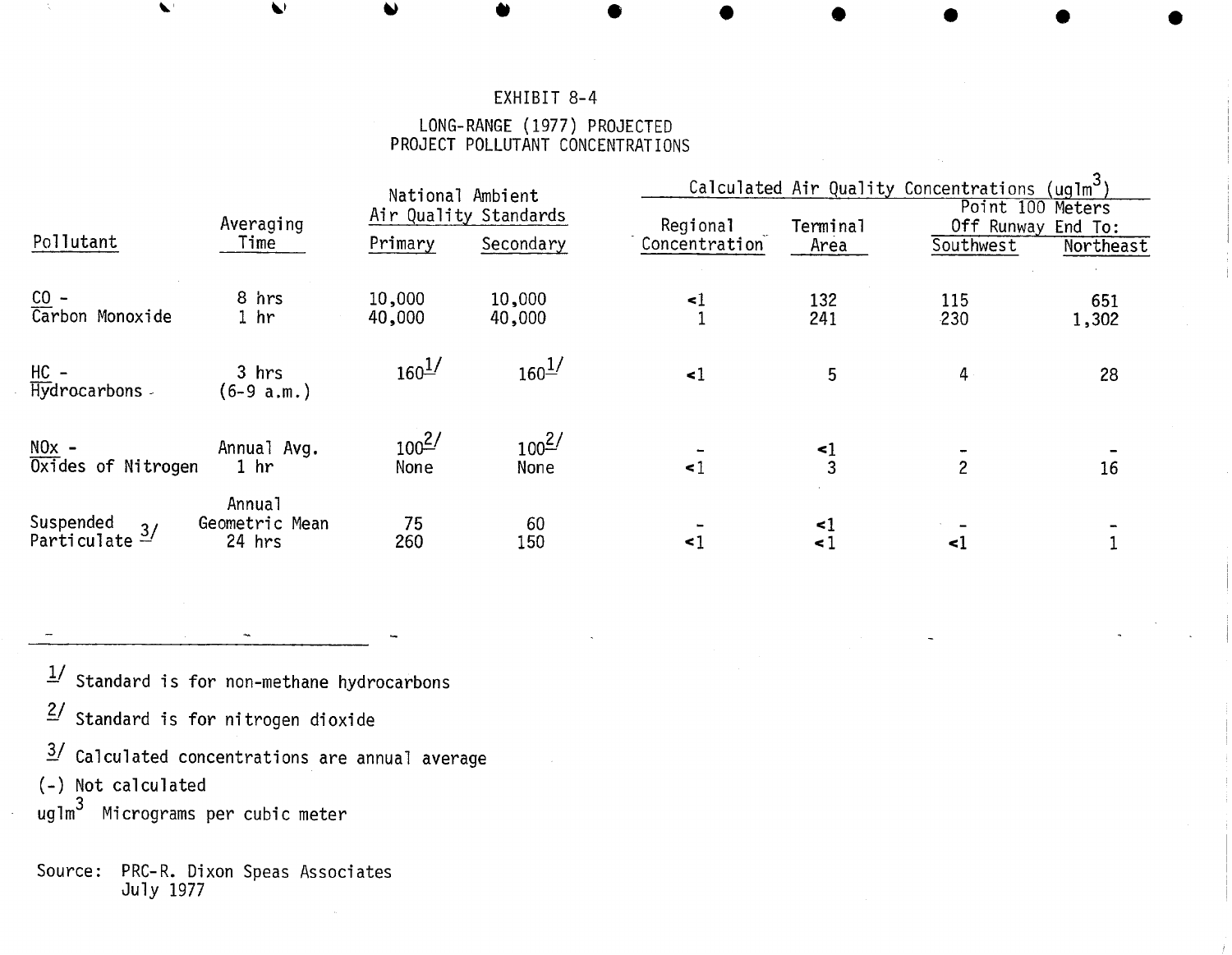EXHIBIT 8-4

LONG-RANGE (1977) PROJECTED
PROJECT POLLUTANT CONCENTRATIONS

| Pollutant | Averaging Time | National Ambient Air Quality Standards | | Calculated Air Quality Concentrations (uglm³) | | | |
|---|---|---|---|---|---|---|---|
| | | | | | | Point 100 Meters Off Runway End To: | |
| | | Primary | Secondary | Regional Concentration | Terminal Area | Southwest | Northeast |
| CO - Carbon Monoxide | 8 hrs | 10,000 | 10,000 | <1 | 132 | 115 | 651 |
| | 1 hr | 40,000 | 40,000 | 1 | 241 | 230 | 1,302 |
| HC - Hydrocarbons | 3 hrs (6-9 a.m.) | 160 1/ | 160 1/ | <1 | 5 | 4 | 28 |
| NOx - Oxides of Nitrogen | Annual Avg. | 100 2/ | 100 2/ | - | <1 | - | - |
| | 1 hr | None | None | <1 | 3 | 2 | 16 |
| Suspended Particulate 3/ | Annual Geometric Mean | 75 | 60 | - | <1 | - | - |
| | 24 hrs | 260 | 150 | <1 | <1 | <1 | 1 |

1/ Standard is for non-methane hydrocarbons

2/ Standard is for nitrogen dioxide

3/ Calculated concentrations are annual average

(-) Not calculated

uglm³ Micrograms per cubic meter

Source: PRC-R. Dixon Speas Associates
July 1977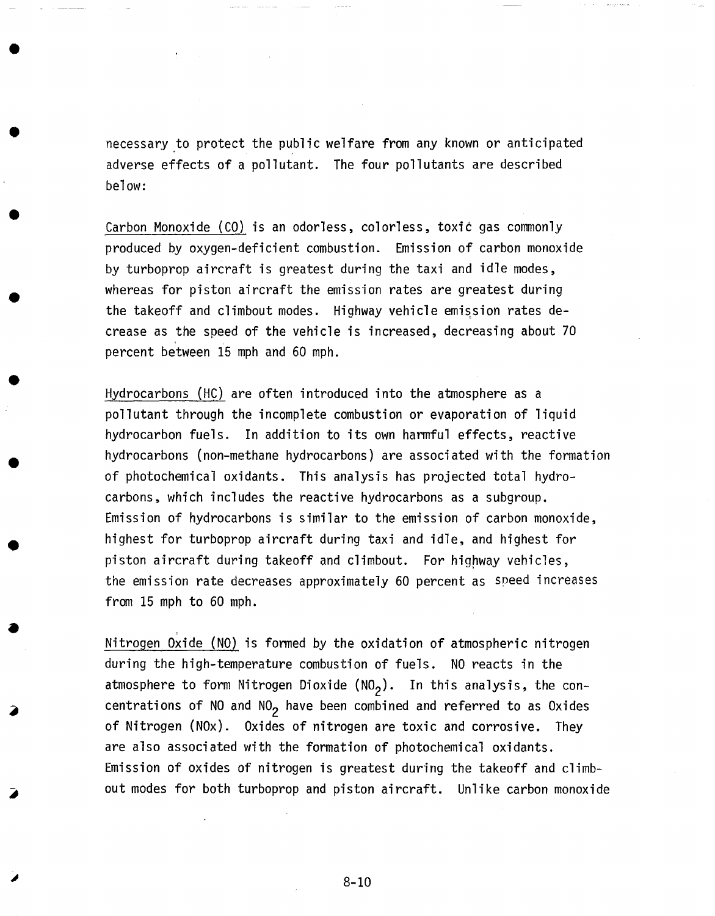necessary to protect the public welfare from any known or anticipated adverse effects of a pollutant. The four pollutants are described below:

Carbon Monoxide (CO) is an odorless, colorless, toxic gas commonly produced by oxygen-deficient combustion. Emission of carbon monoxide by turboprop aircraft is greatest during the taxi and idle modes, whereas for piston aircraft the emission rates are greatest during the takeoff and climbout modes. Highway vehicle emission rates decrease as the speed of the vehicle is increased, decreasing about 70 percent between 15 mph and 60 mph.

Hydrocarbons (HC) are often introduced into the atmosphere as a pollutant through the incomplete combustion or evaporation of liquid hydrocarbon fuels. In addition to its own harmful effects, reactive hydrocarbons (non-methane hydrocarbons) are associated with the formation of photochemical oxidants. This analysis has projected total hydrocarbons, which includes the reactive hydrocarbons as a subgroup. Emission of hydrocarbons is similar to the emission of carbon monoxide, highest for turboprop aircraft during taxi and idle, and highest for piston aircraft during takeoff and climbout. For highway vehicles, the emission rate decreases approximately 60 percent as speed increases from 15 mph to 60 mph.

Nitrogen Oxide (NO) is formed by the oxidation of atmospheric nitrogen during the high-temperature combustion of fuels. NO reacts in the atmosphere to form Nitrogen Dioxide ($NO_2$). In this analysis, the concentrations of NO and $NO_2$ have been combined and referred to as Oxides of Nitrogen (NOx). Oxides of nitrogen are toxic and corrosive. They are also associated with the formation of photochemical oxidants. Emission of oxides of nitrogen is greatest during the takeoff and climbout modes for both turboprop and piston aircraft. Unlike carbon monoxide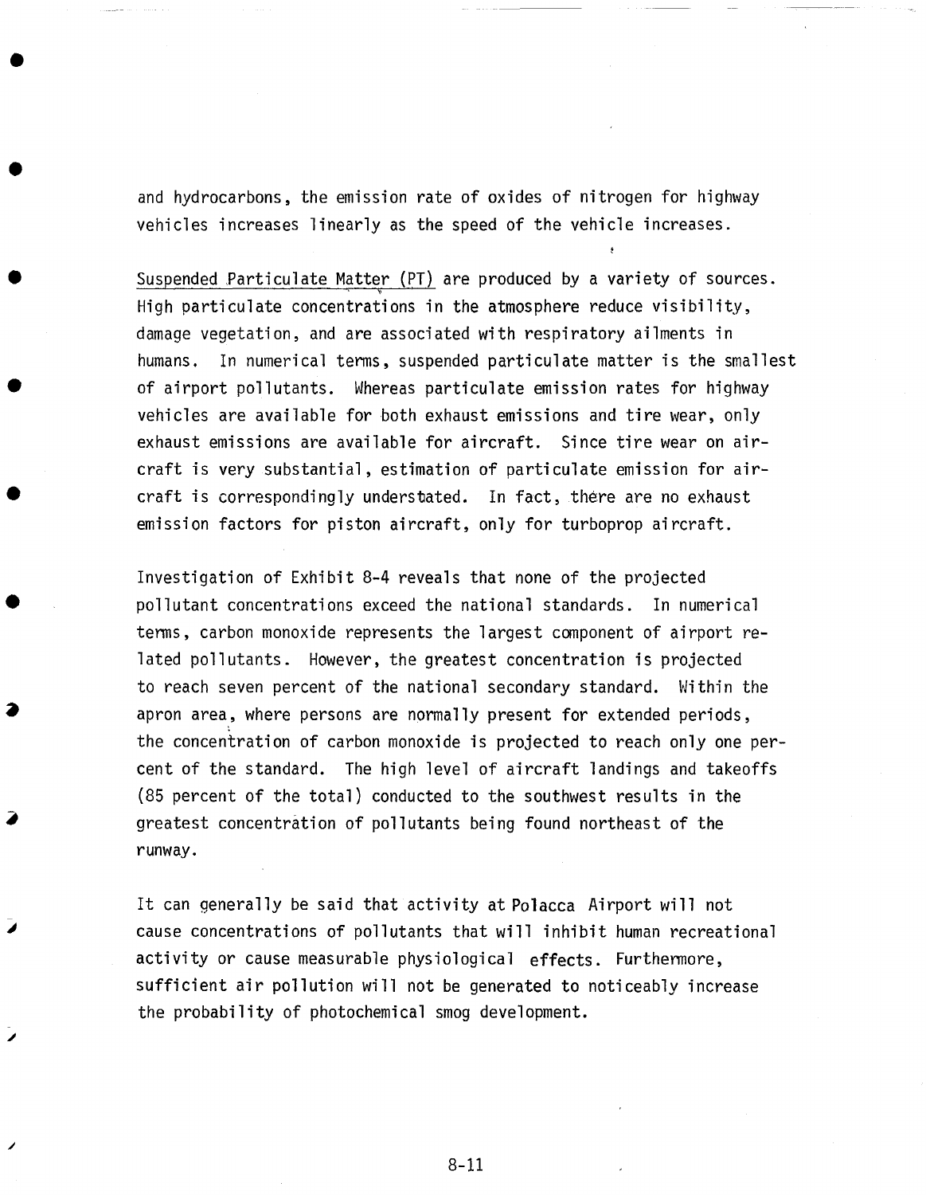and hydrocarbons, the emission rate of oxides of nitrogen for highway vehicles increases linearly as the speed of the vehicle increases.

Suspended Particulate Matter (PT) are produced by a variety of sources. High particulate concentrations in the atmosphere reduce visibility, damage vegetation, and are associated with respiratory ailments in humans. In numerical terms, suspended particulate matter is the smallest of airport pollutants. Whereas particulate emission rates for highway vehicles are available for both exhaust emissions and tire wear, only exhaust emissions are available for aircraft. Since tire wear on aircraft is very substantial, estimation of particulate emission for aircraft is correspondingly understated. In fact, there are no exhaust emission factors for piston aircraft, only for turboprop aircraft.

Investigation of Exhibit 8-4 reveals that none of the projected pollutant concentrations exceed the national standards. In numerical terms, carbon monoxide represents the largest component of airport related pollutants. However, the greatest concentration is projected to reach seven percent of the national secondary standard. Within the apron area, where persons are normally present for extended periods, the concentration of carbon monoxide is projected to reach only one percent of the standard. The high level of aircraft landings and takeoffs (85 percent of the total) conducted to the southwest results in the greatest concentration of pollutants being found northeast of the runway.

It can generally be said that activity at Polacca Airport will not cause concentrations of pollutants that will inhibit human recreational activity or cause measurable physiological effects. Furthermore, sufficient air pollution will not be generated to noticeably increase the probability of photochemical smog development.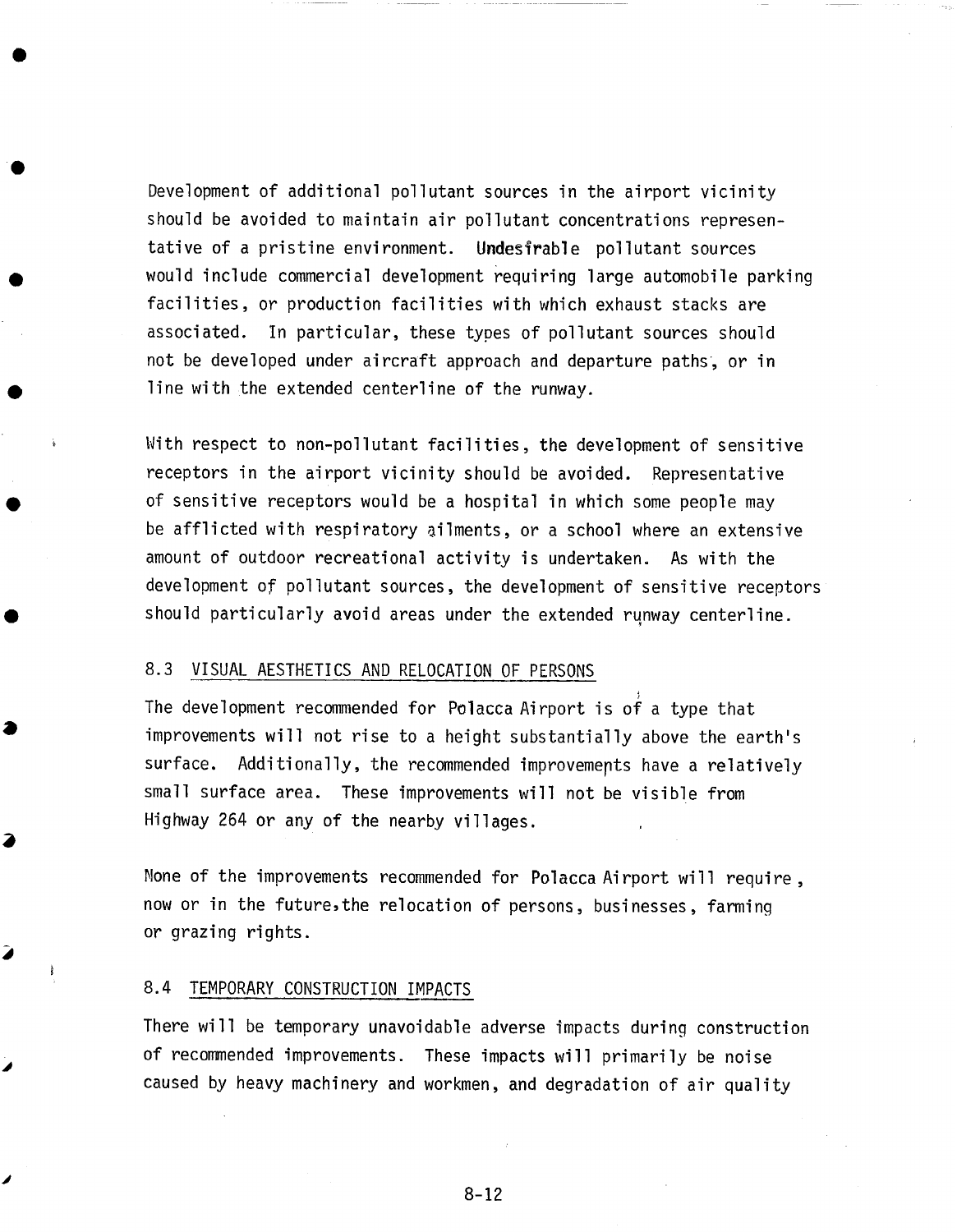Development of additional pollutant sources in the airport vicinity should be avoided to maintain air pollutant concentrations representative of a pristine environment. Undesirable pollutant sources would include commercial development requiring large automobile parking facilities, or production facilities with which exhaust stacks are associated. In particular, these types of pollutant sources should not be developed under aircraft approach and departure paths, or in line with the extended centerline of the runway.

With respect to non-pollutant facilities, the development of sensitive receptors in the airport vicinity should be avoided. Representative of sensitive receptors would be a hospital in which some people may be afflicted with respiratory ailments, or a school where an extensive amount of outdoor recreational activity is undertaken. As with the development of pollutant sources, the development of sensitive receptors should particularly avoid areas under the extended runway centerline.

## 8.3 VISUAL AESTHETICS AND RELOCATION OF PERSONS

The development recommended for Polacca Airport is of a type that improvements will not rise to a height substantially above the earth's surface. Additionally, the recommended improvements have a relatively small surface area. These improvements will not be visible from Highway 264 or any of the nearby villages.

None of the improvements recommended for Polacca Airport will require, now or in the future, the relocation of persons, businesses, farming or grazing rights.

## 8.4 TEMPORARY CONSTRUCTION IMPACTS

There will be temporary unavoidable adverse impacts during construction of recommended improvements. These impacts will primarily be noise caused by heavy machinery and workmen, and degradation of air quality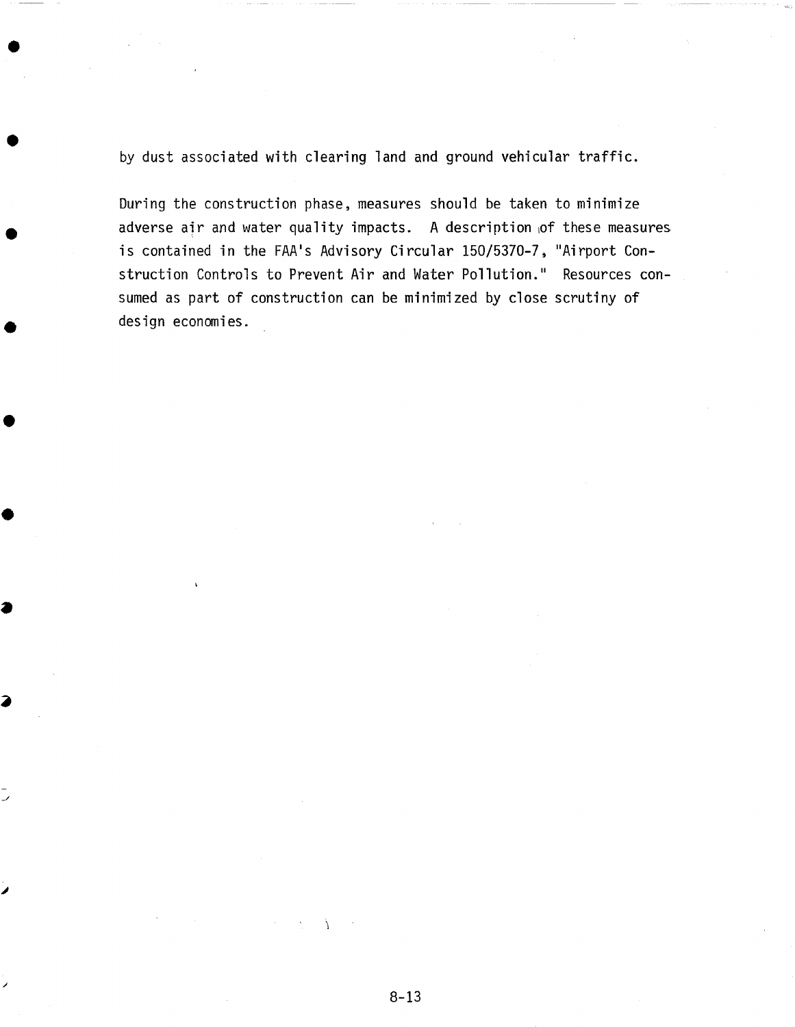by dust associated with clearing land and ground vehicular traffic.

During the construction phase, measures should be taken to minimize adverse air and water quality impacts. A description of these measures is contained in the FAA's Advisory Circular 150/5370-7, "Airport Construction Controls to Prevent Air and Water Pollution." Resources consumed as part of construction can be minimized by close scrutiny of design economies.